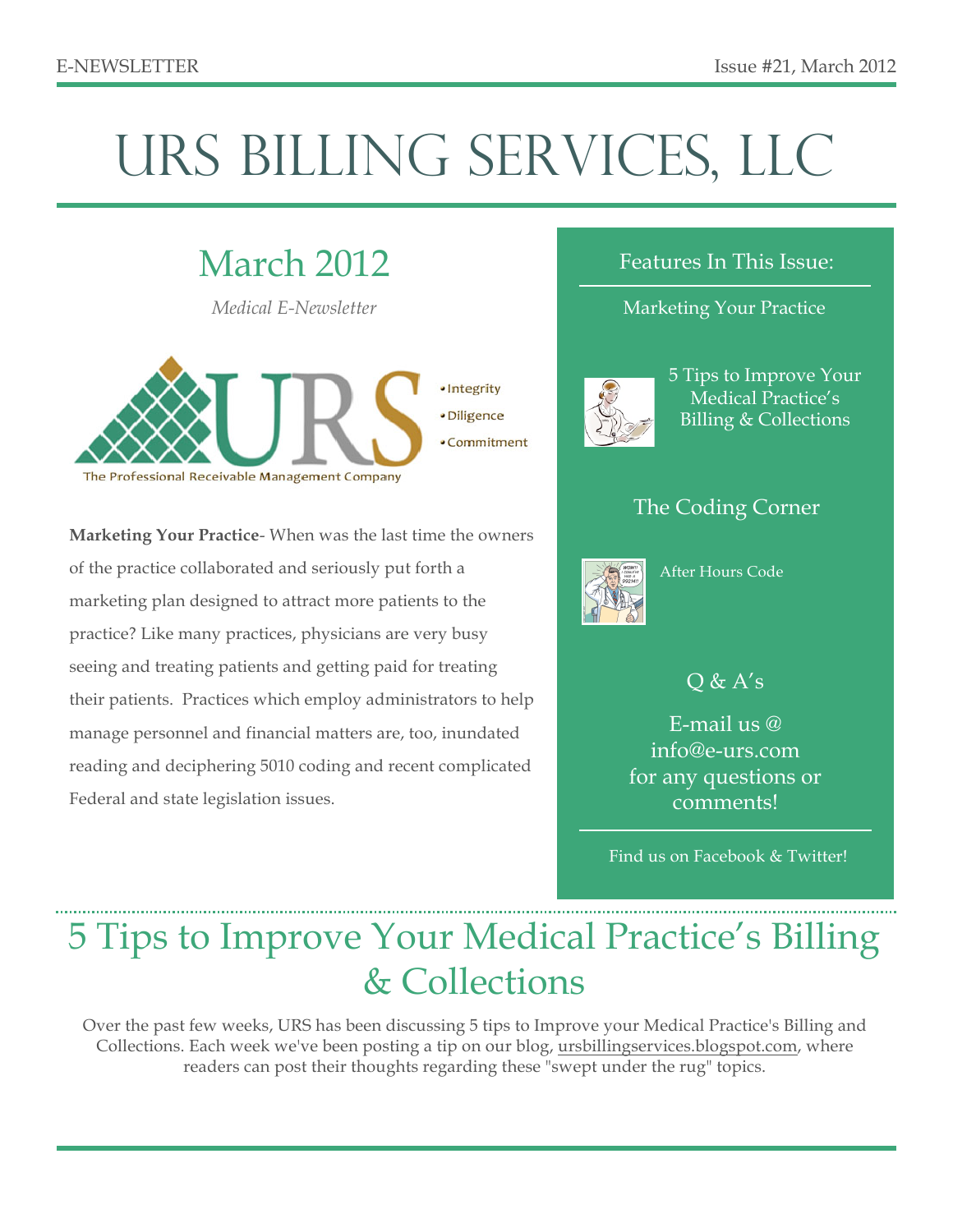E-NEWSLETTER

Issue #21, March 2012

# URS Billing Services, LLC

## March 2012

*Medical E-Newsletter*

URS

- Integrity
- Diligence
- Commitment

The Professional Receivable Management Company

**Marketing Your Practice**- When was the last time the owners of the practice collaborated and seriously put forth a marketing plan designed to attract more patients to the practice? Like many practices, physicians are very busy seeing and treating patients and getting paid for treating their patients. Practices which employ administrators to help manage personnel and financial matters are, too, inundated reading and deciphering 5010 coding and recent complicated Federal and state legislation issues.

### Features In This Issue:

Marketing Your Practice

5 Tips to Improve Your Medical Practice's Billing & Collections

The Coding Corner

After Hours Code

Q & A's

E-mail us @ info@e-urs.com for any questions or comments!

Find us on Facebook & Twitter!

## 5 Tips to Improve Your Medical Practice's Billing & Collections

Over the past few weeks, URS has been discussing 5 tips to Improve your Medical Practice's Billing and Collections. Each week we've been posting a tip on our blog, ursbillingservices.blogspot.com, where readers can post their thoughts regarding these "swept under the rug" topics.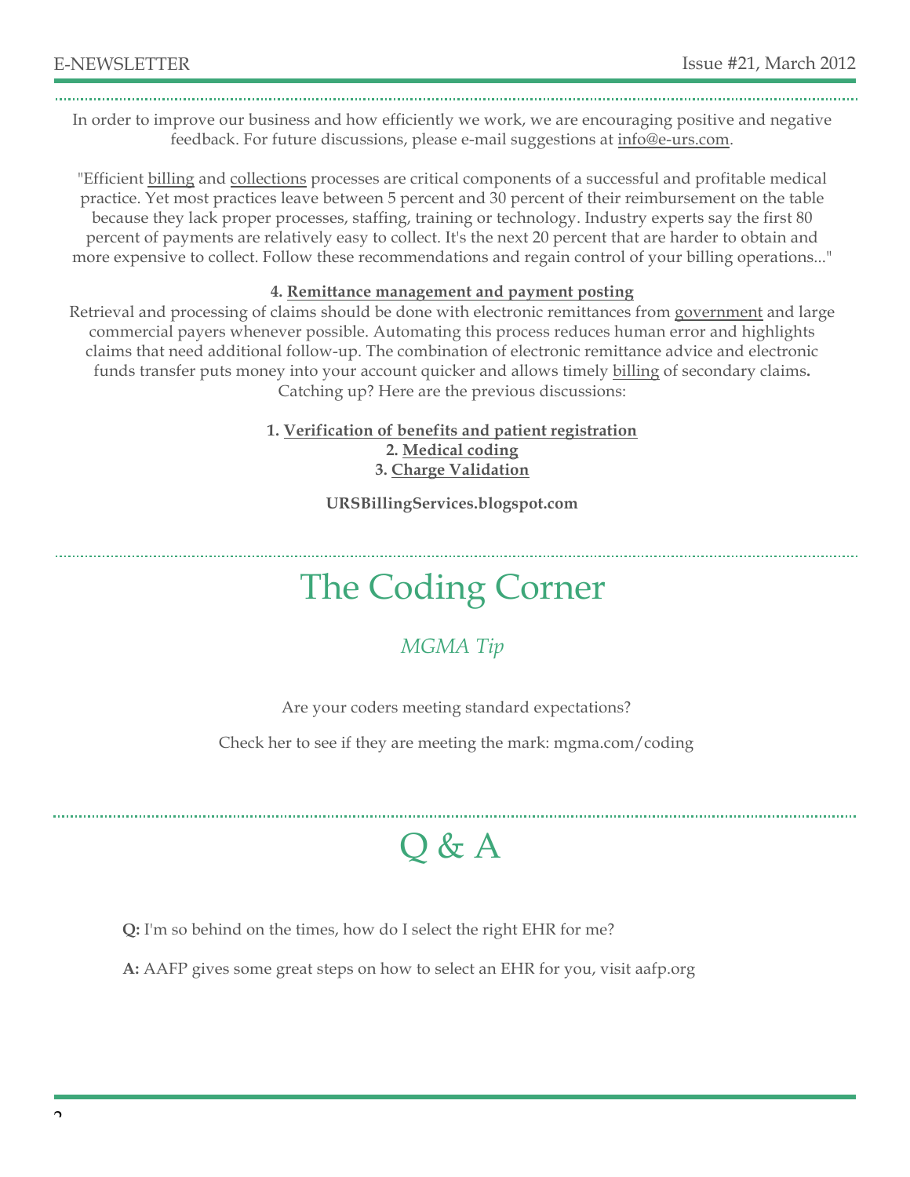In order to improve our business and how efficiently we work, we are encouraging positive and negative feedback. For future discussions, please e-mail suggestions at info@e-urs.com.

"Efficient billing and collections processes are critical components of a successful and profitable medical practice. Yet most practices leave between 5 percent and 30 percent of their reimbursement on the table because they lack proper processes, staffing, training or technology. Industry experts say the first 80 percent of payments are relatively easy to collect. It's the next 20 percent that are harder to obtain and more expensive to collect. Follow these recommendations and regain control of your billing operations..."

**4. Remittance management and payment posting**

Retrieval and processing of claims should be done with electronic remittances from government and large commercial payers whenever possible. Automating this process reduces human error and highlights claims that need additional follow-up. The combination of electronic remittance advice and electronic funds transfer puts money into your account quicker and allows timely billing of secondary claims**.**
Catching up? Here are the previous discussions:

**1. Verification of benefits and patient registration**
**2. Medical coding**
**3. Charge Validation**

**URSBillingServices.blogspot.com**

# The Coding Corner

## *MGMA Tip*

Are your coders meeting standard expectations?

Check her to see if they are meeting the mark: mgma.com/coding

# Q & A

**Q:** I'm so behind on the times, how do I select the right EHR for me?

**A:** AAFP gives some great steps on how to select an EHR for you, visit aafp.org